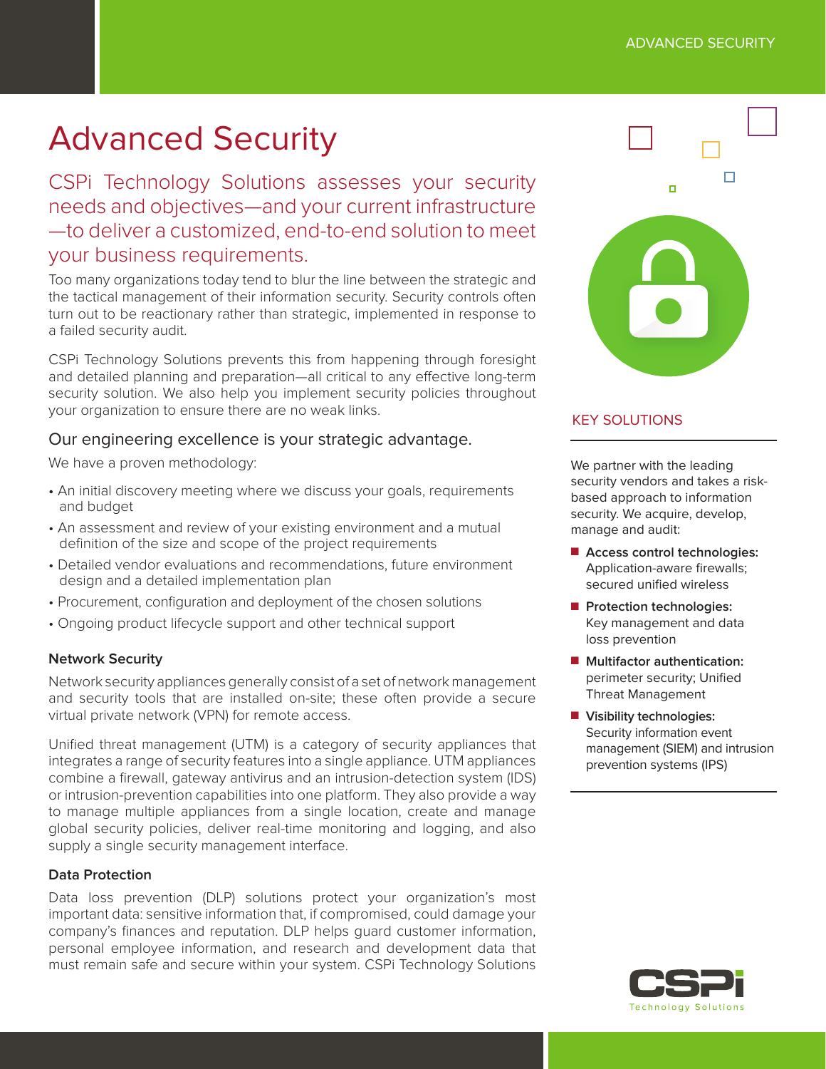# Advanced Security

## CSPi Technology Solutions assesses your security needs and objectives—and your current infrastructure—to deliver a customized, end-to-end solution to meet your business requirements.

Too many organizations today tend to blur the line between the strategic and the tactical management of their information security. Security controls often turn out to be reactionary rather than strategic, implemented in response to a failed security audit.

CSPi Technology Solutions prevents this from happening through foresight and detailed planning and preparation—all critical to any effective long-term security solution. We also help you implement security policies throughout your organization to ensure there are no weak links.

### Our engineering excellence is your strategic advantage.

We have a proven methodology:

- An initial discovery meeting where we discuss your goals, requirements and budget
- An assessment and review of your existing environment and a mutual definition of the size and scope of the project requirements
- Detailed vendor evaluations and recommendations, future environment design and a detailed implementation plan
- Procurement, configuration and deployment of the chosen solutions
- Ongoing product lifecycle support and other technical support

#### Network Security

Network security appliances generally consist of a set of network management and security tools that are installed on-site; these often provide a secure virtual private network (VPN) for remote access.

Unified threat management (UTM) is a category of security appliances that integrates a range of security features into a single appliance. UTM appliances combine a firewall, gateway antivirus and an intrusion-detection system (IDS) or intrusion-prevention capabilities into one platform. They also provide a way to manage multiple appliances from a single location, create and manage global security policies, deliver real-time monitoring and logging, and also supply a single security management interface.

#### Data Protection

Data loss prevention (DLP) solutions protect your organization's most important data: sensitive information that, if compromised, could damage your company's finances and reputation. DLP helps guard customer information, personal employee information, and research and development data that must remain safe and secure within your system. CSPi Technology Solutions

## KEY SOLUTIONS

We partner with the leading security vendors and takes a risk-based approach to information security. We acquire, develop, manage and audit:

- **Access control technologies:** Application-aware firewalls; secured unified wireless
- **Protection technologies:** Key management and data loss prevention
- **Multifactor authentication:** perimeter security; Unified Threat Management
- **Visibility technologies:** Security information event management (SIEM) and intrusion prevention systems (IPS)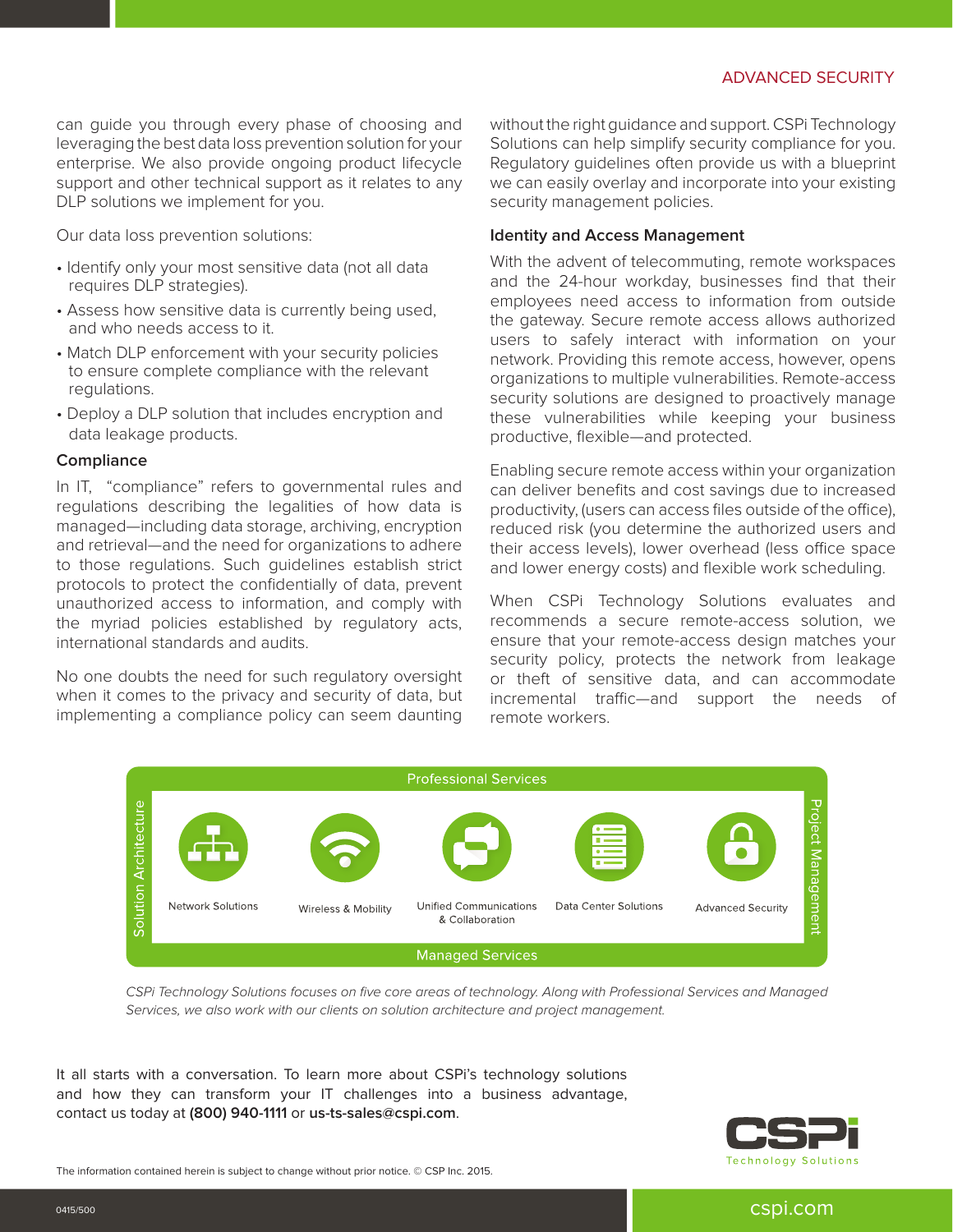can guide you through every phase of choosing and leveraging the best data loss prevention solution for your enterprise. We also provide ongoing product lifecycle support and other technical support as it relates to any DLP solutions we implement for you.

Our data loss prevention solutions:

- Identify only your most sensitive data (not all data requires DLP strategies).
- Assess how sensitive data is currently being used, and who needs access to it.
- Match DLP enforcement with your security policies to ensure complete compliance with the relevant regulations.
- Deploy a DLP solution that includes encryption and data leakage products.

### Compliance

In IT, "compliance" refers to governmental rules and regulations describing the legalities of how data is managed—including data storage, archiving, encryption and retrieval—and the need for organizations to adhere to those regulations. Such guidelines establish strict protocols to protect the confidentially of data, prevent unauthorized access to information, and comply with the myriad policies established by regulatory acts, international standards and audits.

No one doubts the need for such regulatory oversight when it comes to the privacy and security of data, but implementing a compliance policy can seem daunting without the right guidance and support. CSPi Technology Solutions can help simplify security compliance for you. Regulatory guidelines often provide us with a blueprint we can easily overlay and incorporate into your existing security management policies.

### Identity and Access Management

With the advent of telecommuting, remote workspaces and the 24-hour workday, businesses find that their employees need access to information from outside the gateway. Secure remote access allows authorized users to safely interact with information on your network. Providing this remote access, however, opens organizations to multiple vulnerabilities. Remote-access security solutions are designed to proactively manage these vulnerabilities while keeping your business productive, flexible—and protected.

Enabling secure remote access within your organization can deliver benefits and cost savings due to increased productivity, (users can access files outside of the office), reduced risk (you determine the authorized users and their access levels), lower overhead (less office space and lower energy costs) and flexible work scheduling.

When CSPi Technology Solutions evaluates and recommends a secure remote-access solution, we ensure that your remote-access design matches your security policy, protects the network from leakage or theft of sensitive data, and can accommodate incremental traffic—and support the needs of remote workers.

Professional Services

Solution Architecture

Network Solutions

Wireless & Mobility

Unified Communications & Collaboration

Data Center Solutions

Advanced Security

Project Management

Managed Services

*CSPi Technology Solutions focuses on five core areas of technology. Along with Professional Services and Managed Services, we also work with our clients on solution architecture and project management.*

It all starts with a conversation. To learn more about CSPi's technology solutions and how they can transform your IT challenges into a business advantage, contact us today at **(800) 940-1111** or **us-ts-sales@cspi.com**.

CSPi Technology Solutions

The information contained herein is subject to change without prior notice. © CSP Inc. 2015.

0415/500

cspi.com